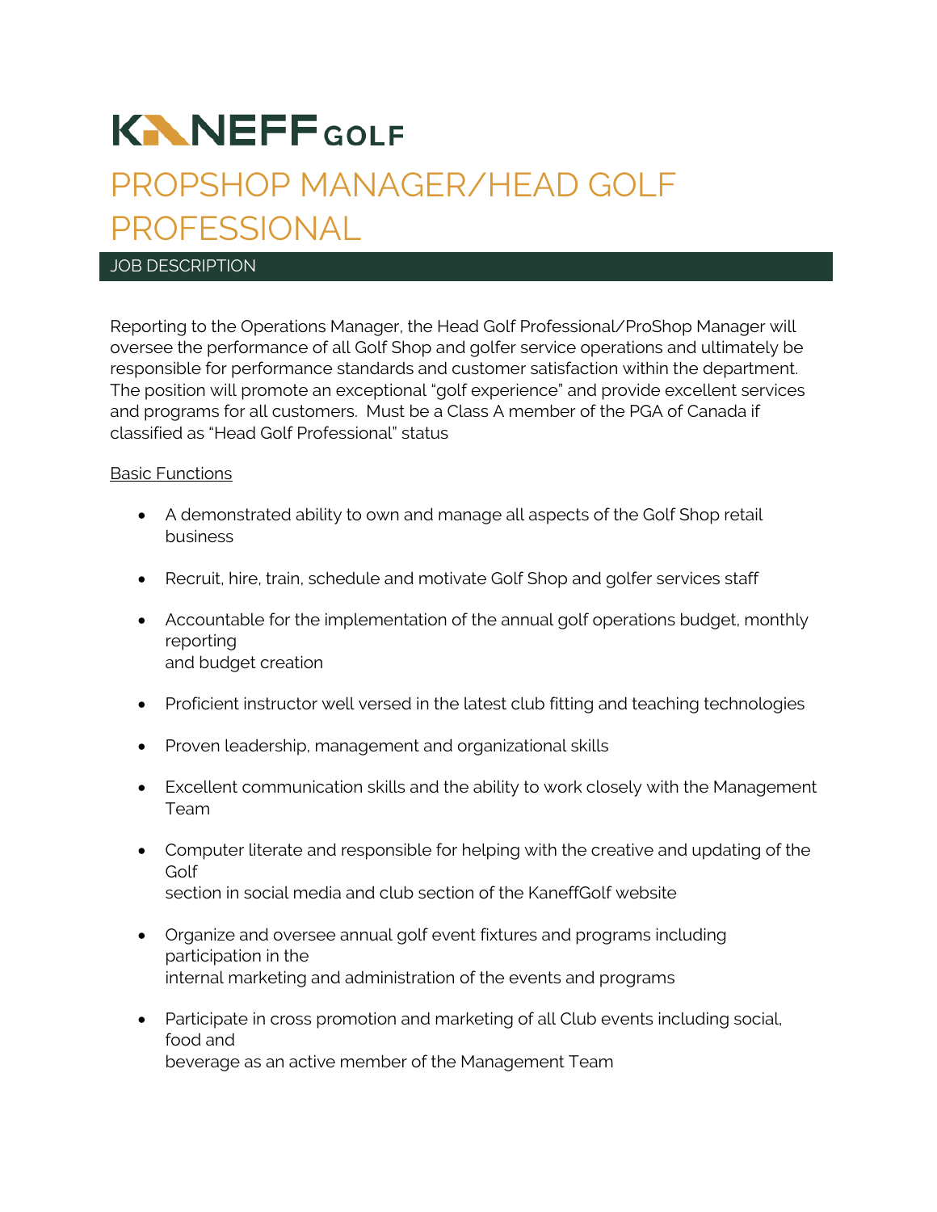# KANEFF GOLF

# PROPSHOP MANAGER/HEAD GOLF PROFESSIONAL

## JOB DESCRIPTION

Reporting to the Operations Manager, the Head Golf Professional/ProShop Manager will oversee the performance of all Golf Shop and golfer service operations and ultimately be responsible for performance standards and customer satisfaction within the department. The position will promote an exceptional "golf experience" and provide excellent services and programs for all customers. Must be a Class A member of the PGA of Canada if classified as "Head Golf Professional" status

<u>Basic Functions</u>

- A demonstrated ability to own and manage all aspects of the Golf Shop retail business
- Recruit, hire, train, schedule and motivate Golf Shop and golfer services staff
- Accountable for the implementation of the annual golf operations budget, monthly reporting and budget creation
- Proficient instructor well versed in the latest club fitting and teaching technologies
- Proven leadership, management and organizational skills
- Excellent communication skills and the ability to work closely with the Management Team
- Computer literate and responsible for helping with the creative and updating of the Golf section in social media and club section of the KaneffGolf website
- Organize and oversee annual golf event fixtures and programs including participation in the internal marketing and administration of the events and programs
- Participate in cross promotion and marketing of all Club events including social, food and beverage as an active member of the Management Team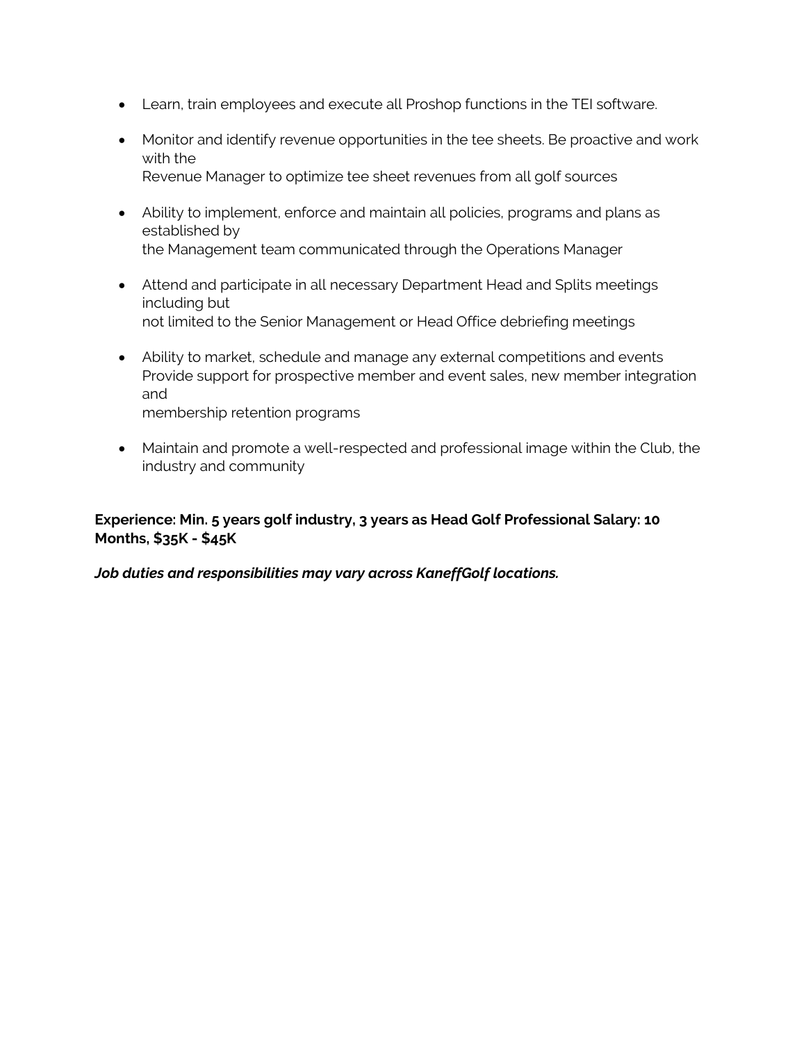- Learn, train employees and execute all Proshop functions in the TEI software.
- Monitor and identify revenue opportunities in the tee sheets. Be proactive and work with the Revenue Manager to optimize tee sheet revenues from all golf sources
- Ability to implement, enforce and maintain all policies, programs and plans as established by the Management team communicated through the Operations Manager
- Attend and participate in all necessary Department Head and Splits meetings including but not limited to the Senior Management or Head Office debriefing meetings
- Ability to market, schedule and manage any external competitions and events Provide support for prospective member and event sales, new member integration and membership retention programs
- Maintain and promote a well-respected and professional image within the Club, the industry and community

**Experience: Min. 5 years golf industry, 3 years as Head Golf Professional Salary: 10 Months, $35K - $45K**

***Job duties and responsibilities may vary across KaneffGolf locations.***